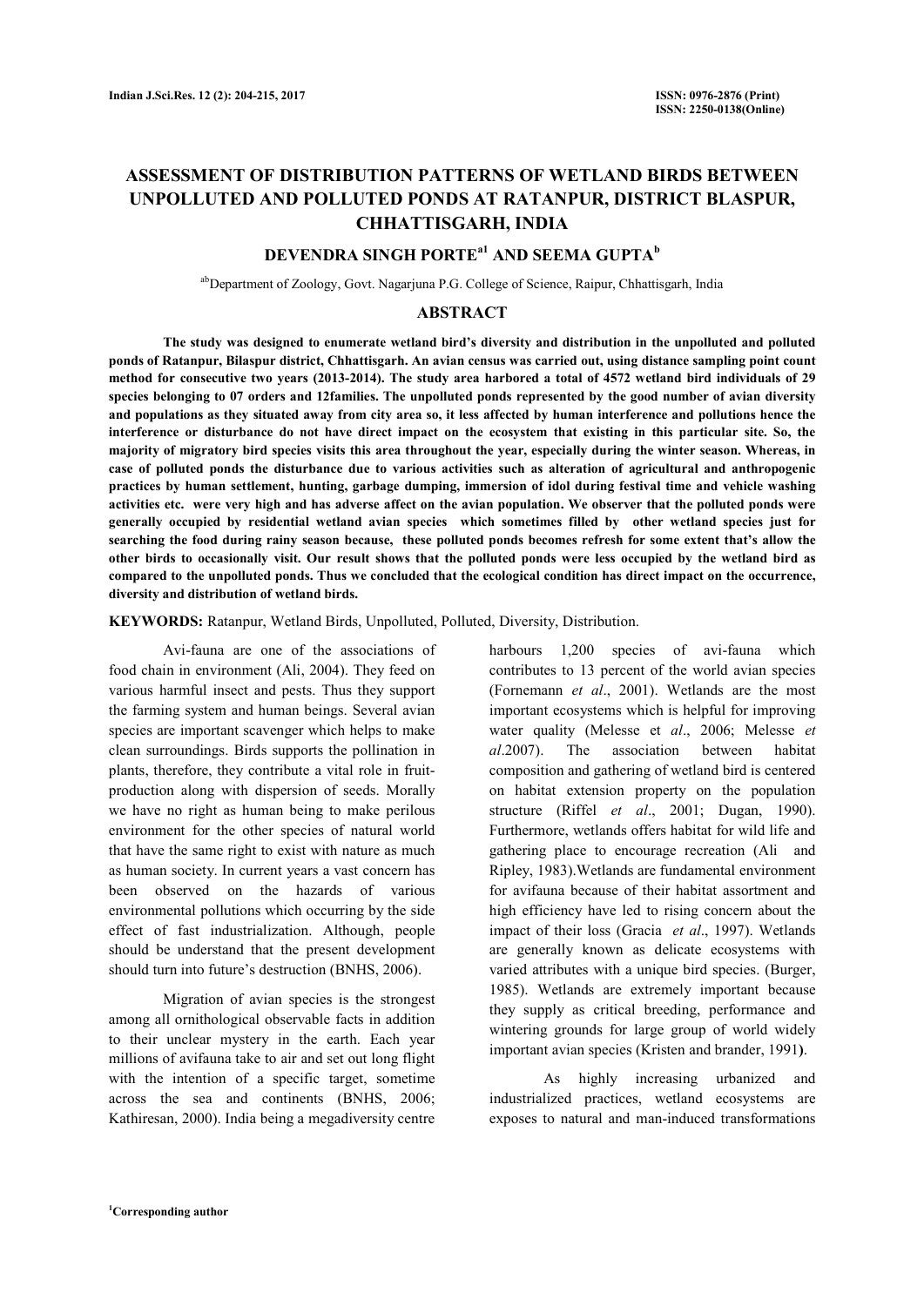# ASSESSMENT OF DISTRIBUTION PATTERNS OF WETLAND BIRDS BETWEEN UNPOLLUTED AND POLLUTED PONDS AT RATANPUR, DISTRICT BLASPUR, CHHATTISGARH, INDIA

**DEVENDRA SINGH PORTE[a1] AND SEEMA GUPTA[b]**

[ab]Department of Zoology, Govt. Nagarjuna P.G. College of Science, Raipur, Chhattisgarh, India

## ABSTRACT

**The study was designed to enumerate wetland bird's diversity and distribution in the unpolluted and polluted ponds of Ratanpur, Bilaspur district, Chhattisgarh. An avian census was carried out, using distance sampling point count method for consecutive two years (2013-2014). The study area harbored a total of 4572 wetland bird individuals of 29 species belonging to 07 orders and 12families. The unpolluted ponds represented by the good number of avian diversity and populations as they situated away from city area so, it less affected by human interference and pollutions hence the interference or disturbance do not have direct impact on the ecosystem that existing in this particular site. So, the majority of migratory bird species visits this area throughout the year, especially during the winter season. Whereas, in case of polluted ponds the disturbance due to various activities such as alteration of agricultural and anthropogenic practices by human settlement, hunting, garbage dumping, immersion of idol during festival time and vehicle washing activities etc. were very high and has adverse affect on the avian population. We observer that the polluted ponds were generally occupied by residential wetland avian species which sometimes filled by other wetland species just for searching the food during rainy season because, these polluted ponds becomes refresh for some extent that's allow the other birds to occasionally visit. Our result shows that the polluted ponds were less occupied by the wetland bird as compared to the unpolluted ponds. Thus we concluded that the ecological condition has direct impact on the occurrence, diversity and distribution of wetland birds.**

**KEYWORDS:** Ratanpur, Wetland Birds, Unpolluted, Polluted, Diversity, Distribution.

Avi-fauna are one of the associations of food chain in environment (Ali, 2004). They feed on various harmful insect and pests. Thus they support the farming system and human beings. Several avian species are important scavenger which helps to make clean surroundings. Birds supports the pollination in plants, therefore, they contribute a vital role in fruit-production along with dispersion of seeds. Morally we have no right as human being to make perilous environment for the other species of natural world that have the same right to exist with nature as much as human society. In current years a vast concern has been observed on the hazards of various environmental pollutions which occurring by the side effect of fast industrialization. Although, people should be understand that the present development should turn into future's destruction (BNHS, 2006).

Migration of avian species is the strongest among all ornithological observable facts in addition to their unclear mystery in the earth. Each year millions of avifauna take to air and set out long flight with the intention of a specific target, sometime across the sea and continents (BNHS, 2006; Kathiresan, 2000). India being a megadiversity centre harbours 1,200 species of avi-fauna which contributes to 13 percent of the world avian species (Fornemann *et al*., 2001). Wetlands are the most important ecosystems which is helpful for improving water quality (Melesse et *al*., 2006; Melesse *et al*.2007). The association between habitat composition and gathering of wetland bird is centered on habitat extension property on the population structure (Riffel *et al*., 2001; Dugan, 1990). Furthermore, wetlands offers habitat for wild life and gathering place to encourage recreation (Ali and Ripley, 1983).Wetlands are fundamental environment for avifauna because of their habitat assortment and high efficiency have led to rising concern about the impact of their loss (Gracia *et al*., 1997). Wetlands are generally known as delicate ecosystems with varied attributes with a unique bird species. (Burger, 1985). Wetlands are extremely important because they supply as critical breeding, performance and wintering grounds for large group of world widely important avian species (Kristen and brander, 1991**)**.

As highly increasing urbanized and industrialized practices, wetland ecosystems are exposes to natural and man-induced transformations

[1]Corresponding author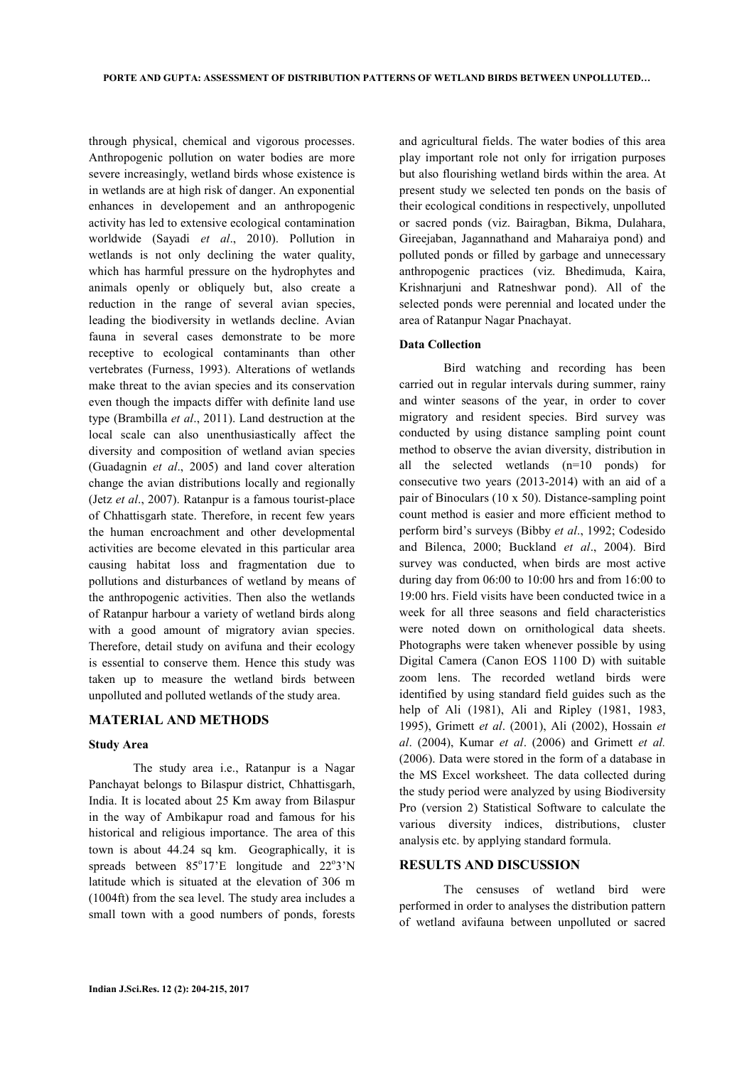through physical, chemical and vigorous processes. Anthropogenic pollution on water bodies are more severe increasingly, wetland birds whose existence is in wetlands are at high risk of danger. An exponential enhances in developement and an anthropogenic activity has led to extensive ecological contamination worldwide (Sayadi *et al*., 2010). Pollution in wetlands is not only declining the water quality, which has harmful pressure on the hydrophytes and animals openly or obliquely but, also create a reduction in the range of several avian species, leading the biodiversity in wetlands decline. Avian fauna in several cases demonstrate to be more receptive to ecological contaminants than other vertebrates (Furness, 1993). Alterations of wetlands make threat to the avian species and its conservation even though the impacts differ with definite land use type (Brambilla *et al*., 2011). Land destruction at the local scale can also unenthusiastically affect the diversity and composition of wetland avian species (Guadagnin *et al*., 2005) and land cover alteration change the avian distributions locally and regionally (Jetz *et al*., 2007). Ratanpur is a famous tourist-place of Chhattisgarh state. Therefore, in recent few years the human encroachment and other developmental activities are become elevated in this particular area causing habitat loss and fragmentation due to pollutions and disturbances of wetland by means of the anthropogenic activities. Then also the wetlands of Ratanpur harbour a variety of wetland birds along with a good amount of migratory avian species. Therefore, detail study on avifuna and their ecology is essential to conserve them. Hence this study was taken up to measure the wetland birds between unpolluted and polluted wetlands of the study area.

## MATERIAL AND METHODS

### Study Area

The study area i.e., Ratanpur is a Nagar Panchayat belongs to Bilaspur district, Chhattisgarh, India. It is located about 25 Km away from Bilaspur in the way of Ambikapur road and famous for his historical and religious importance. The area of this town is about 44.24 sq km. Geographically, it is spreads between 85°17'E longitude and 22°3'N latitude which is situated at the elevation of 306 m (1004ft) from the sea level. The study area includes a small town with a good numbers of ponds, forests and agricultural fields. The water bodies of this area play important role not only for irrigation purposes but also flourishing wetland birds within the area. At present study we selected ten ponds on the basis of their ecological conditions in respectively, unpolluted or sacred ponds (viz. Bairagban, Bikma, Dulahara, Gireejaban, Jagannathand and Maharaiya pond) and polluted ponds or filled by garbage and unnecessary anthropogenic practices (viz. Bhedimuda, Kaira, Krishnarjuni and Ratneshwar pond). All of the selected ponds were perennial and located under the area of Ratanpur Nagar Pnachayat.

### Data Collection

Bird watching and recording has been carried out in regular intervals during summer, rainy and winter seasons of the year, in order to cover migratory and resident species. Bird survey was conducted by using distance sampling point count method to observe the avian diversity, distribution in all the selected wetlands (n=10 ponds) for consecutive two years (2013-2014) with an aid of a pair of Binoculars (10 x 50). Distance-sampling point count method is easier and more efficient method to perform bird's surveys (Bibby *et al*., 1992; Codesido and Bilenca, 2000; Buckland *et al*., 2004). Bird survey was conducted, when birds are most active during day from 06:00 to 10:00 hrs and from 16:00 to 19:00 hrs. Field visits have been conducted twice in a week for all three seasons and field characteristics were noted down on ornithological data sheets. Photographs were taken whenever possible by using Digital Camera (Canon EOS 1100 D) with suitable zoom lens. The recorded wetland birds were identified by using standard field guides such as the help of Ali (1981), Ali and Ripley (1981, 1983, 1995), Grimett *et al*. (2001), Ali (2002), Hossain *et al*. (2004), Kumar *et al*. (2006) and Grimett *et al.* (2006). Data were stored in the form of a database in the MS Excel worksheet. The data collected during the study period were analyzed by using Biodiversity Pro (version 2) Statistical Software to calculate the various diversity indices, distributions, cluster analysis etc. by applying standard formula.

## RESULTS AND DISCUSSION

The censuses of wetland bird were performed in order to analyses the distribution pattern of wetland avifauna between unpolluted or sacred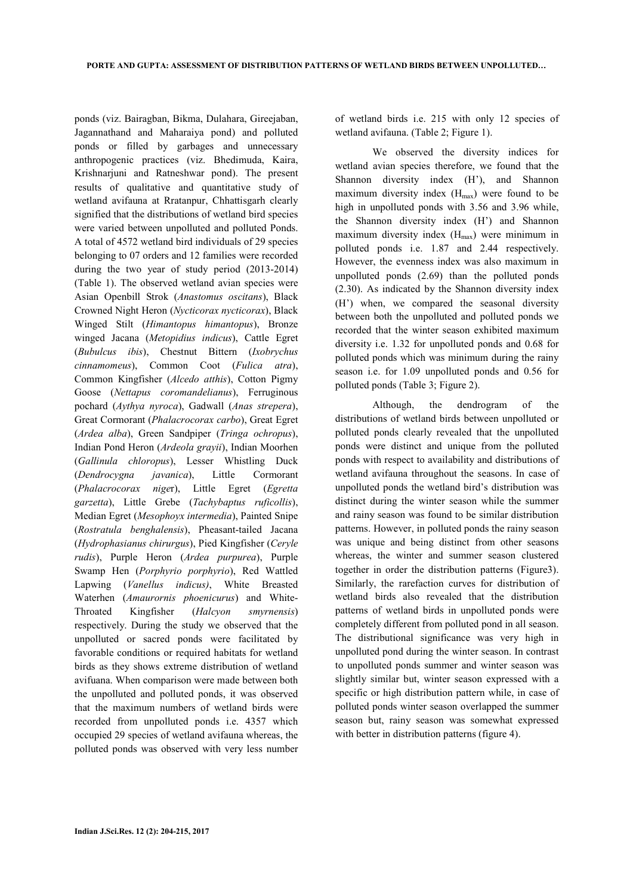ponds (viz. Bairagban, Bikma, Dulahara, Gireejaban, Jagannathand and Maharaiya pond) and polluted ponds or filled by garbages and unnecessary anthropogenic practices (viz. Bhedimuda, Kaira, Krishnarjuni and Ratneshwar pond). The present results of qualitative and quantitative study of wetland avifauna at Rratanpur, Chhattisgarh clearly signified that the distributions of wetland bird species were varied between unpolluted and polluted Ponds. A total of 4572 wetland bird individuals of 29 species belonging to 07 orders and 12 families were recorded during the two year of study period (2013-2014) (Table 1). The observed wetland avian species were Asian Openbill Strok (*Anastomus oscitans*), Black Crowned Night Heron (*Nycticorax nycticorax*), Black Winged Stilt (*Himantopus himantopus*), Bronze winged Jacana (*Metopidius indicus*), Cattle Egret (*Bubulcus ibis*), Chestnut Bittern (*Ixobrychus cinnamomeus*), Common Coot (*Fulica atra*), Common Kingfisher (*Alcedo atthis*), Cotton Pigmy Goose (*Nettapus coromandelianus*), Ferruginous pochard (*Aythya nyroca*), Gadwall (*Anas strepera*), Great Cormorant (*Phalacrocorax carbo*), Great Egret (*Ardea alba*), Green Sandpiper (*Tringa ochropus*), Indian Pond Heron (*Ardeola grayii*), Indian Moorhen (*Gallinula chloropus*), Lesser Whistling Duck (*Dendrocygna javanica*), Little Cormorant (*Phalacrocorax niger*), Little Egret (*Egretta garzetta*), Little Grebe (*Tachybaptus ruficollis*), Median Egret (*Mesophoyx intermedia*), Painted Snipe (*Rostratula benghalensis*), Pheasant-tailed Jacana (*Hydrophasianus chirurgus*), Pied Kingfisher (*Ceryle rudis*), Purple Heron (*Ardea purpurea*), Purple Swamp Hen (*Porphyrio porphyrio*), Red Wattled Lapwing (*Vanellus indicus)*, White Breasted Waterhen (*Amaurornis phoenicurus*) and White-Throated Kingfisher (*Halcyon smyrnensis*) respectively. During the study we observed that the unpolluted or sacred ponds were facilitated by favorable conditions or required habitats for wetland birds as they shows extreme distribution of wetland avifuana. When comparison were made between both the unpolluted and polluted ponds, it was observed that the maximum numbers of wetland birds were recorded from unpolluted ponds i.e. 4357 which occupied 29 species of wetland avifauna whereas, the polluted ponds was observed with very less number of wetland birds i.e. 215 with only 12 species of wetland avifauna. (Table 2; Figure 1).

We observed the diversity indices for wetland avian species therefore, we found that the Shannon diversity index (H'), and Shannon maximum diversity index ($H_{max}$) were found to be high in unpolluted ponds with 3.56 and 3.96 while, the Shannon diversity index (H') and Shannon maximum diversity index ($H_{max}$) were minimum in polluted ponds i.e. 1.87 and 2.44 respectively. However, the evenness index was also maximum in unpolluted ponds (2.69) than the polluted ponds (2.30). As indicated by the Shannon diversity index (H') when, we compared the seasonal diversity between both the unpolluted and polluted ponds we recorded that the winter season exhibited maximum diversity i.e. 1.32 for unpolluted ponds and 0.68 for polluted ponds which was minimum during the rainy season i.e. for 1.09 unpolluted ponds and 0.56 for polluted ponds (Table 3; Figure 2).

Although, the dendrogram of the distributions of wetland birds between unpolluted or polluted ponds clearly revealed that the unpolluted ponds were distinct and unique from the polluted ponds with respect to availability and distributions of wetland avifauna throughout the seasons. In case of unpolluted ponds the wetland bird's distribution was distinct during the winter season while the summer and rainy season was found to be similar distribution patterns. However, in polluted ponds the rainy season was unique and being distinct from other seasons whereas, the winter and summer season clustered together in order the distribution patterns (Figure3). Similarly, the rarefaction curves for distribution of wetland birds also revealed that the distribution patterns of wetland birds in unpolluted ponds were completely different from polluted pond in all season. The distributional significance was very high in unpolluted pond during the winter season. In contrast to unpolluted ponds summer and winter season was slightly similar but, winter season expressed with a specific or high distribution pattern while, in case of polluted ponds winter season overlapped the summer season but, rainy season was somewhat expressed with better in distribution patterns (figure 4).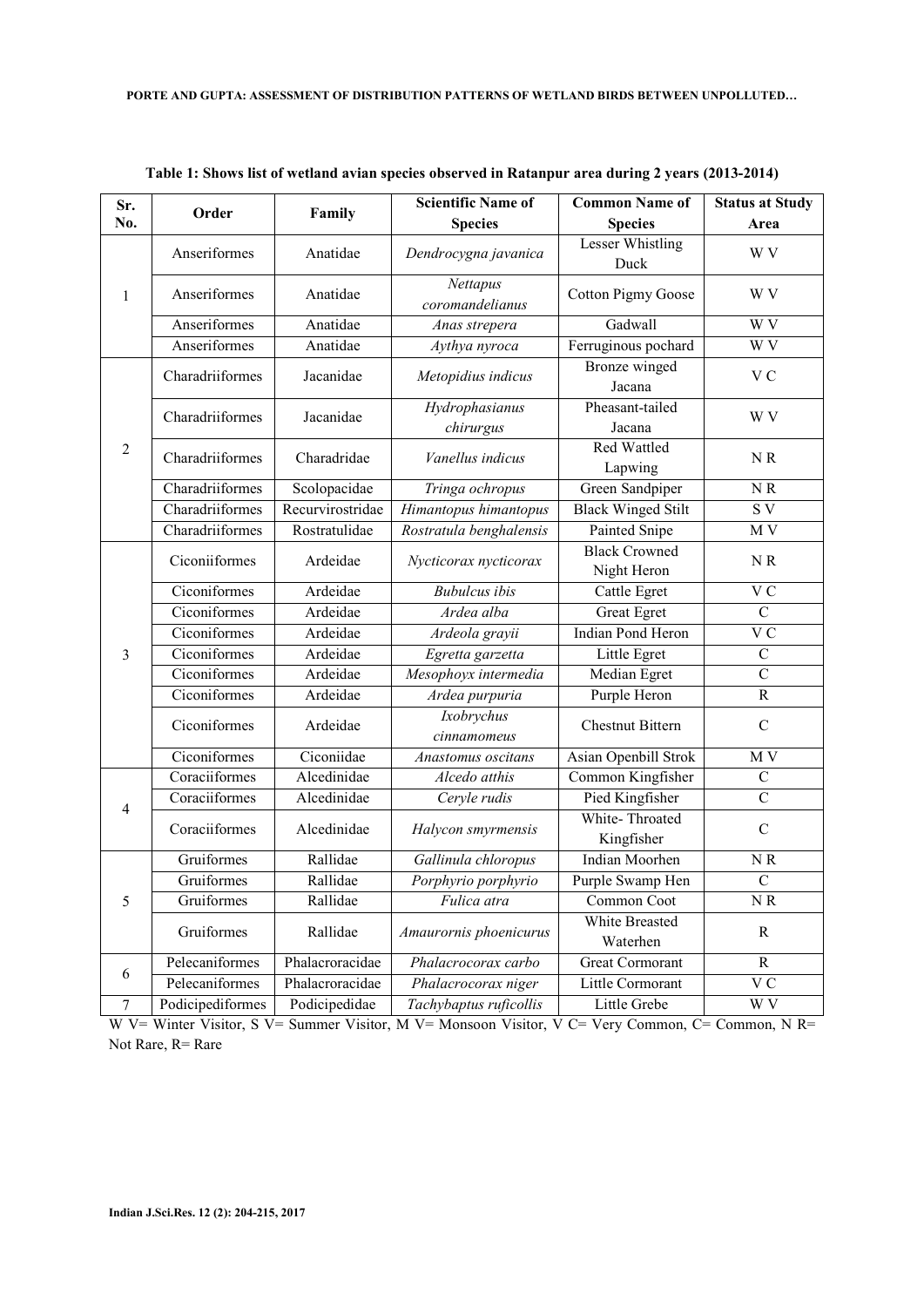**Table 1: Shows list of wetland avian species observed in Ratanpur area during 2 years (2013-2014)**

| Sr. No. | Order | Family | Scientific Name of Species | Common Name of Species | Status at Study Area |
|---|---|---|---|---|---|
| 1 | Anseriformes | Anatidae | *Dendrocygna javanica* | Lesser Whistling Duck | W V |
| | Anseriformes | Anatidae | *Nettapus coromandelianus* | Cotton Pigmy Goose | W V |
| | Anseriformes | Anatidae | *Anas strepera* | Gadwall | W V |
| | Anseriformes | Anatidae | *Aythya nyroca* | Ferruginous pochard | W V |
| 2 | Charadriiformes | Jacanidae | *Metopidius indicus* | Bronze winged Jacana | V C |
| | Charadriiformes | Jacanidae | *Hydrophasianus chirurgus* | Pheasant-tailed Jacana | W V |
| | Charadriiformes | Charadridae | *Vanellus indicus* | Red Wattled Lapwing | N R |
| | Charadriiformes | Scolopacidae | *Tringa ochropus* | Green Sandpiper | N R |
| | Charadriiformes | Recurvirostridae | *Himantopus himantopus* | Black Winged Stilt | S V |
| | Charadriiformes | Rostratulidae | *Rostratula benghalensis* | Painted Snipe | M V |
| 3 | Ciconiiformes | Ardeidae | *Nycticorax nycticorax* | Black Crowned Night Heron | N R |
| | Ciconiformes | Ardeidae | *Bubulcus ibis* | Cattle Egret | V C |
| | Ciconiformes | Ardeidae | *Ardea alba* | Great Egret | C |
| | Ciconiformes | Ardeidae | *Ardeola grayii* | Indian Pond Heron | V C |
| | Ciconiformes | Ardeidae | *Egretta garzetta* | Little Egret | C |
| | Ciconiformes | Ardeidae | *Mesophoyx intermedia* | Median Egret | C |
| | Ciconiformes | Ardeidae | *Ardea purpuria* | Purple Heron | R |
| | Ciconiformes | Ardeidae | *Ixobrychus cinnamomeus* | Chestnut Bittern | C |
| | Ciconiformes | Ciconiidae | *Anastomus oscitans* | Asian Openbill Strok | M V |
| 4 | Coraciiformes | Alcedinidae | *Alcedo atthis* | Common Kingfisher | C |
| | Coraciiformes | Alcedinidae | *Ceryle rudis* | Pied Kingfisher | C |
| | Coraciiformes | Alcedinidae | *Halycon smyrmensis* | White- Throated Kingfisher | C |
| 5 | Gruiformes | Rallidae | *Gallinula chloropus* | Indian Moorhen | N R |
| | Gruiformes | Rallidae | *Porphyrio porphyrio* | Purple Swamp Hen | C |
| | Gruiformes | Rallidae | *Fulica atra* | Common Coot | N R |
| | Gruiformes | Rallidae | *Amaurornis phoenicurus* | White Breasted Waterhen | R |
| 6 | Pelecaniformes | Phalacroracidae | *Phalacrocorax carbo* | Great Cormorant | R |
| | Pelecaniformes | Phalacroracidae | *Phalacrocorax niger* | Little Cormorant | V C |
| 7 | Podicipediformes | Podicipedidae | *Tachybaptus ruficollis* | Little Grebe | W V |

W V= Winter Visitor, S V= Summer Visitor, M V= Monsoon Visitor, V C= Very Common, C= Common, N R= Not Rare, R= Rare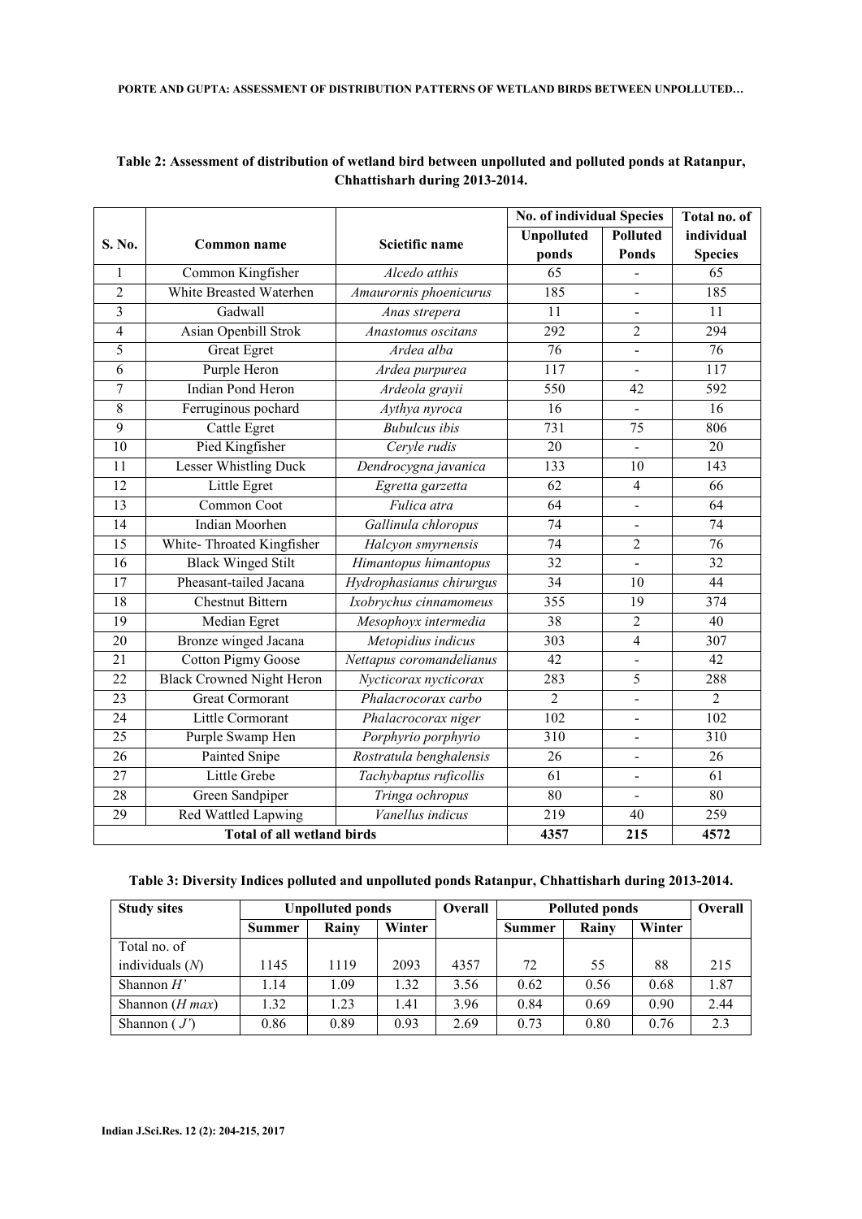**Table 2: Assessment of distribution of wetland bird between unpolluted and polluted ponds at Ratanpur, Chhattisharh during 2013-2014.**

| S. No. | Common name | Scietific name | No. of individual Species | | Total no. of individual Species |
|---|---|---|---|---|---|
| | | | Unpolluted ponds | Polluted Ponds | |
| 1 | Common Kingfisher | *Alcedo atthis* | 65 | - | 65 |
| 2 | White Breasted Waterhen | *Amaurornis phoenicurus* | 185 | - | 185 |
| 3 | Gadwall | *Anas strepera* | 11 | - | 11 |
| 4 | Asian Openbill Strok | *Anastomus oscitans* | 292 | 2 | 294 |
| 5 | Great Egret | *Ardea alba* | 76 | - | 76 |
| 6 | Purple Heron | *Ardea purpurea* | 117 | - | 117 |
| 7 | Indian Pond Heron | *Ardeola grayii* | 550 | 42 | 592 |
| 8 | Ferruginous pochard | *Aythya nyroca* | 16 | - | 16 |
| 9 | Cattle Egret | *Bubulcus ibis* | 731 | 75 | 806 |
| 10 | Pied Kingfisher | *Ceryle rudis* | 20 | - | 20 |
| 11 | Lesser Whistling Duck | *Dendrocygna javanica* | 133 | 10 | 143 |
| 12 | Little Egret | *Egretta garzetta* | 62 | 4 | 66 |
| 13 | Common Coot | *Fulica atra* | 64 | - | 64 |
| 14 | Indian Moorhen | *Gallinula chloropus* | 74 | - | 74 |
| 15 | White- Throated Kingfisher | *Halcyon smyrnensis* | 74 | 2 | 76 |
| 16 | Black Winged Stilt | *Himantopus himantopus* | 32 | - | 32 |
| 17 | Pheasant-tailed Jacana | *Hydrophasianus chirurgus* | 34 | 10 | 44 |
| 18 | Chestnut Bittern | *Ixobrychus cinnamomeus* | 355 | 19 | 374 |
| 19 | Median Egret | *Mesophoyx intermedia* | 38 | 2 | 40 |
| 20 | Bronze winged Jacana | *Metopidius indicus* | 303 | 4 | 307 |
| 21 | Cotton Pigmy Goose | *Nettapus coromandelianus* | 42 | - | 42 |
| 22 | Black Crowned Night Heron | *Nycticorax nycticorax* | 283 | 5 | 288 |
| 23 | Great Cormorant | *Phalacrocorax carbo* | 2 | - | 2 |
| 24 | Little Cormorant | *Phalacrocorax niger* | 102 | - | 102 |
| 25 | Purple Swamp Hen | *Porphyrio porphyrio* | 310 | - | 310 |
| 26 | Painted Snipe | *Rostratula benghalensis* | 26 | - | 26 |
| 27 | Little Grebe | *Tachybaptus ruficollis* | 61 | - | 61 |
| 28 | Green Sandpiper | *Tringa ochropus* | 80 | - | 80 |
| 29 | Red Wattled Lapwing | *Vanellus indicus* | 219 | 40 | 259 |
| **Total of all wetland birds** | | | **4357** | **215** | **4572** |

**Table 3: Diversity Indices polluted and unpolluted ponds Ratanpur, Chhattisharh during 2013-2014.**

| Study sites | Unpolluted ponds | | | Overall | Polluted ponds | | | Overall |
|---|---|---|---|---|---|---|---|---|
| | Summer | Rainy | Winter | | Summer | Rainy | Winter | |
| Total no. of individuals ($N$) | 1145 | 1119 | 2093 | 4357 | 72 | 55 | 88 | 215 |
| Shannon $H'$ | 1.14 | 1.09 | 1.32 | 3.56 | 0.62 | 0.56 | 0.68 | 1.87 |
| Shannon ($H\ max$) | 1.32 | 1.23 | 1.41 | 3.96 | 0.84 | 0.69 | 0.90 | 2.44 |
| Shannon ( $J'$) | 0.86 | 0.89 | 0.93 | 2.69 | 0.73 | 0.80 | 0.76 | 2.3 |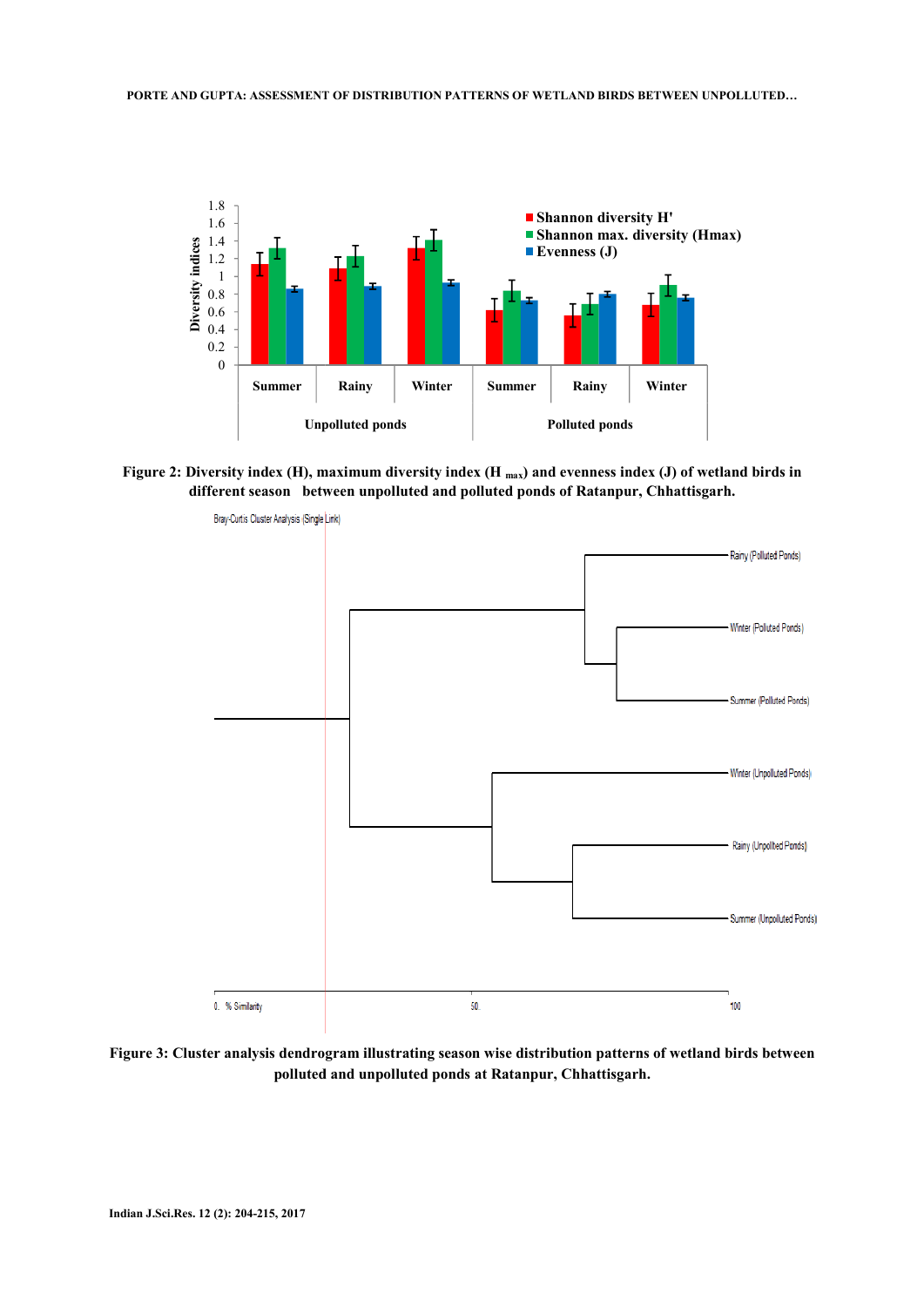Figure 2: Diversity index (H), maximum diversity index ($H_{max}$) and evenness index (J) of wetland birds in different season between unpolluted and polluted ponds of Ratanpur, Chhattisgarh.

Figure 3: Cluster analysis dendrogram illustrating season wise distribution patterns of wetland birds between polluted and unpolluted ponds at Ratanpur, Chhattisgarh.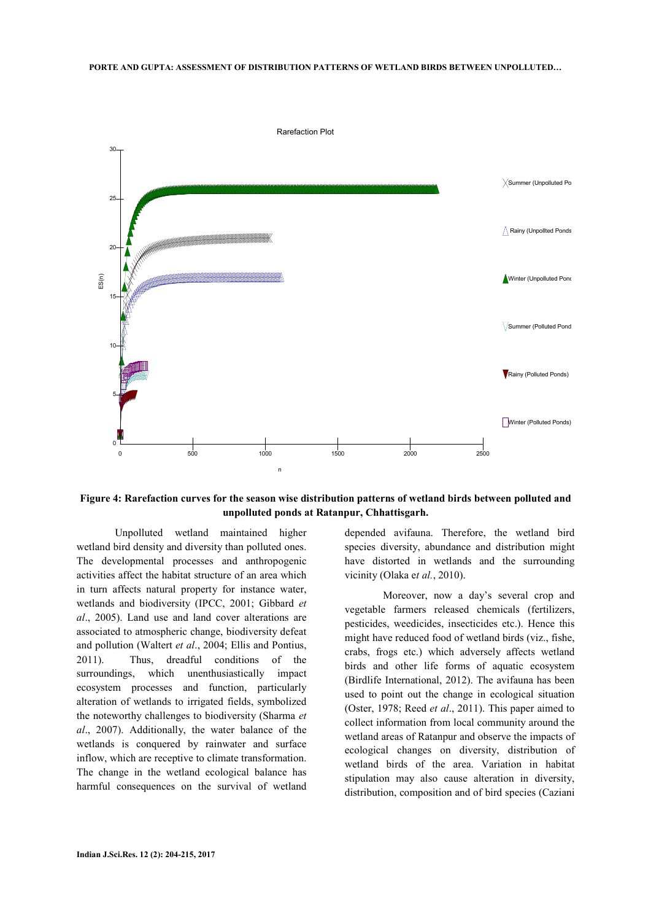**Figure 4: Rarefaction curves for the season wise distribution patterns of wetland birds between polluted and unpolluted ponds at Ratanpur, Chhattisgarh.**

Unpolluted wetland maintained higher wetland bird density and diversity than polluted ones. The developmental processes and anthropogenic activities affect the habitat structure of an area which in turn affects natural property for instance water, wetlands and biodiversity (IPCC, 2001; Gibbard *et al*., 2005). Land use and land cover alterations are associated to atmospheric change, biodiversity defeat and pollution (Waltert *et al*., 2004; Ellis and Pontius, 2011). Thus, dreadful conditions of the surroundings, which unenthusiastically impact ecosystem processes and function, particularly alteration of wetlands to irrigated fields, symbolized the noteworthy challenges to biodiversity (Sharma *et al*., 2007). Additionally, the water balance of the wetlands is conquered by rainwater and surface inflow, which are receptive to climate transformation. The change in the wetland ecological balance has harmful consequences on the survival of wetland depended avifauna. Therefore, the wetland bird species diversity, abundance and distribution might have distorted in wetlands and the surrounding vicinity (Olaka e*t al.*, 2010).

Moreover, now a day's several crop and vegetable farmers released chemicals (fertilizers, pesticides, weedicides, insecticides etc.). Hence this might have reduced food of wetland birds (viz., fishe, crabs, frogs etc.) which adversely affects wetland birds and other life forms of aquatic ecosystem (Birdlife International, 2012). The avifauna has been used to point out the change in ecological situation (Oster, 1978; Reed *et al*., 2011). This paper aimed to collect information from local community around the wetland areas of Ratanpur and observe the impacts of ecological changes on diversity, distribution of wetland birds of the area. Variation in habitat stipulation may also cause alteration in diversity, distribution, composition and of bird species (Caziani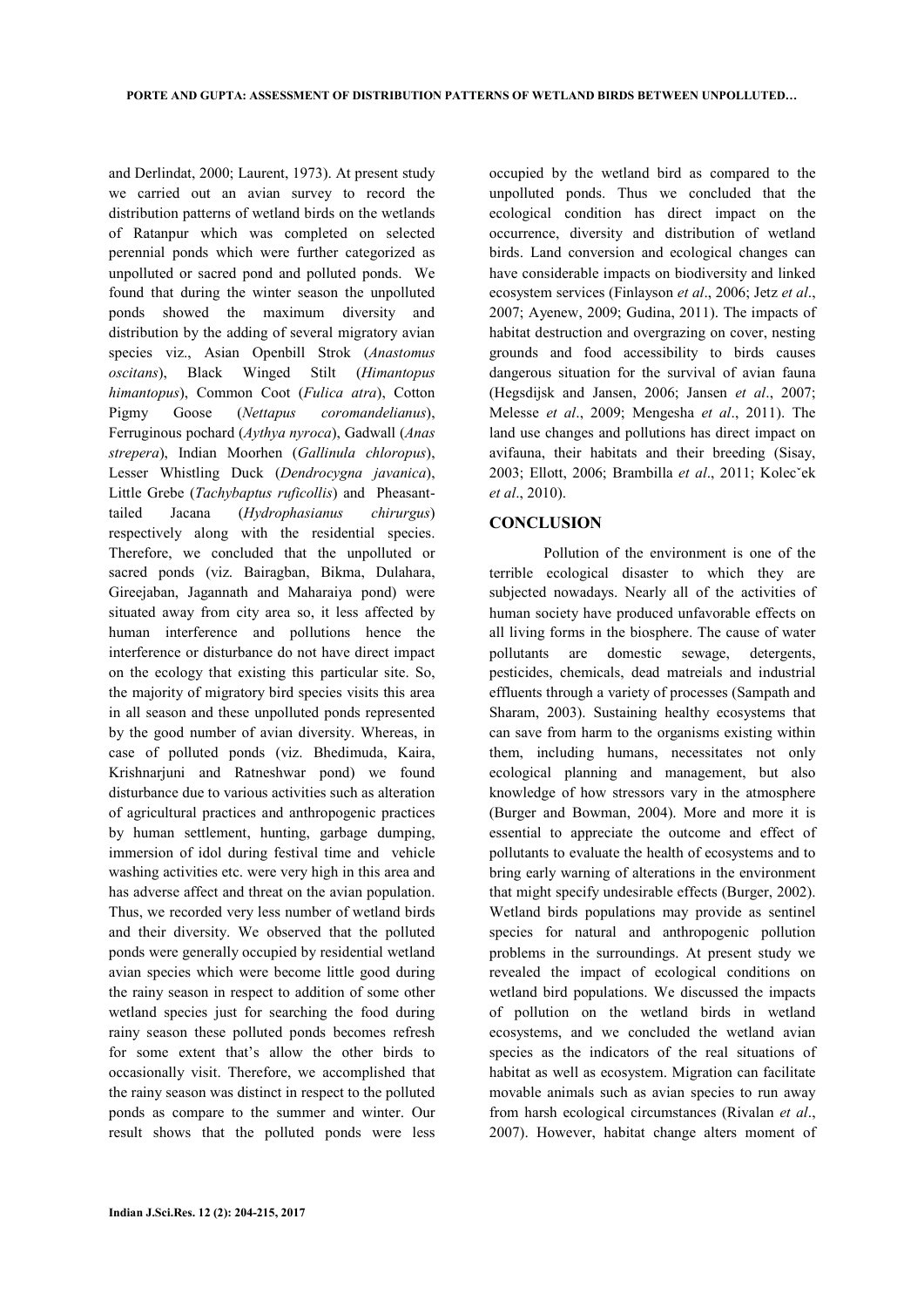and Derlindat, 2000; Laurent, 1973). At present study we carried out an avian survey to record the distribution patterns of wetland birds on the wetlands of Ratanpur which was completed on selected perennial ponds which were further categorized as unpolluted or sacred pond and polluted ponds. We found that during the winter season the unpolluted ponds showed the maximum diversity and distribution by the adding of several migratory avian species viz., Asian Openbill Strok (*Anastomus oscitans*), Black Winged Stilt (*Himantopus himantopus*), Common Coot (*Fulica atra*), Cotton Pigmy Goose (*Nettapus coromandelianus*), Ferruginous pochard (*Aythya nyroca*), Gadwall (*Anas strepera*), Indian Moorhen (*Gallinula chloropus*), Lesser Whistling Duck (*Dendrocygna javanica*), Little Grebe (*Tachybaptus ruficollis*) and Pheasant-tailed Jacana (*Hydrophasianus chirurgus*) respectively along with the residential species. Therefore, we concluded that the unpolluted or sacred ponds (viz. Bairagban, Bikma, Dulahara, Gireejaban, Jagannath and Maharaiya pond) were situated away from city area so, it less affected by human interference and pollutions hence the interference or disturbance do not have direct impact on the ecology that existing this particular site. So, the majority of migratory bird species visits this area in all season and these unpolluted ponds represented by the good number of avian diversity. Whereas, in case of polluted ponds (viz. Bhedimuda, Kaira, Krishnarjuni and Ratneshwar pond) we found disturbance due to various activities such as alteration of agricultural practices and anthropogenic practices by human settlement, hunting, garbage dumping, immersion of idol during festival time and vehicle washing activities etc. were very high in this area and has adverse affect and threat on the avian population. Thus, we recorded very less number of wetland birds and their diversity. We observed that the polluted ponds were generally occupied by residential wetland avian species which were become little good during the rainy season in respect to addition of some other wetland species just for searching the food during rainy season these polluted ponds becomes refresh for some extent that's allow the other birds to occasionally visit. Therefore, we accomplished that the rainy season was distinct in respect to the polluted ponds as compare to the summer and winter. Our result shows that the polluted ponds were less occupied by the wetland bird as compared to the unpolluted ponds. Thus we concluded that the ecological condition has direct impact on the occurrence, diversity and distribution of wetland birds. Land conversion and ecological changes can have considerable impacts on biodiversity and linked ecosystem services (Finlayson *et al*., 2006; Jetz *et al*., 2007; Ayenew, 2009; Gudina, 2011). The impacts of habitat destruction and overgrazing on cover, nesting grounds and food accessibility to birds causes dangerous situation for the survival of avian fauna (Hegsdijsk and Jansen, 2006; Jansen *et al*., 2007; Melesse *et al*., 2009; Mengesha *et al*., 2011). The land use changes and pollutions has direct impact on avifauna, their habitats and their breeding (Sisay, 2003; Ellott, 2006; Brambilla *et al*., 2011; Kolecˇek *et al*., 2010).

## CONCLUSION

Pollution of the environment is one of the terrible ecological disaster to which they are subjected nowadays. Nearly all of the activities of human society have produced unfavorable effects on all living forms in the biosphere. The cause of water pollutants are domestic sewage, detergents, pesticides, chemicals, dead matreials and industrial effluents through a variety of processes (Sampath and Sharam, 2003). Sustaining healthy ecosystems that can save from harm to the organisms existing within them, including humans, necessitates not only ecological planning and management, but also knowledge of how stressors vary in the atmosphere (Burger and Bowman, 2004). More and more it is essential to appreciate the outcome and effect of pollutants to evaluate the health of ecosystems and to bring early warning of alterations in the environment that might specify undesirable effects (Burger, 2002). Wetland birds populations may provide as sentinel species for natural and anthropogenic pollution problems in the surroundings. At present study we revealed the impact of ecological conditions on wetland bird populations. We discussed the impacts of pollution on the wetland birds in wetland ecosystems, and we concluded the wetland avian species as the indicators of the real situations of habitat as well as ecosystem. Migration can facilitate movable animals such as avian species to run away from harsh ecological circumstances (Rivalan *et al*., 2007). However, habitat change alters moment of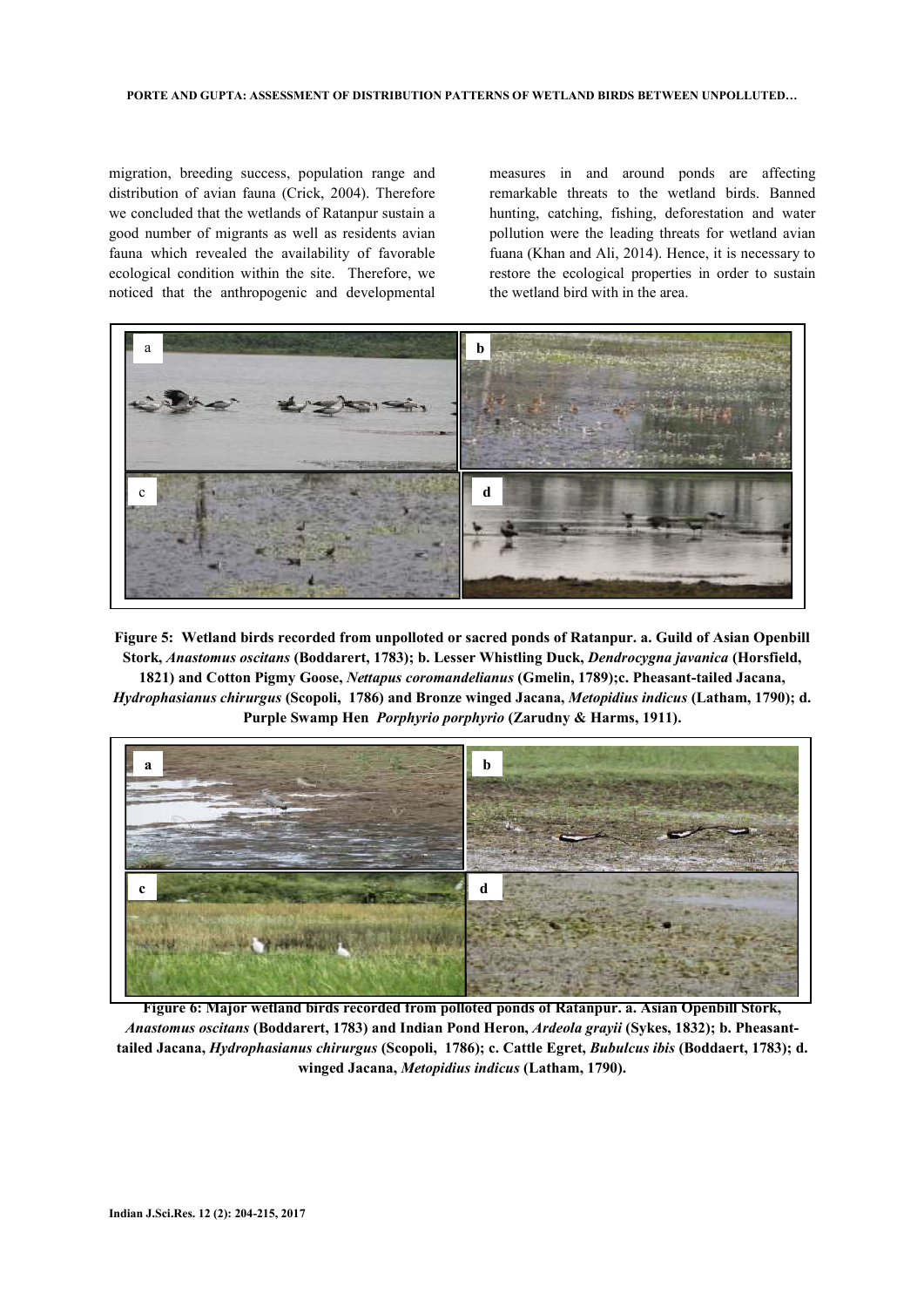migration, breeding success, population range and distribution of avian fauna (Crick, 2004). Therefore we concluded that the wetlands of Ratanpur sustain a good number of migrants as well as residents avian fauna which revealed the availability of favorable ecological condition within the site. Therefore, we noticed that the anthropogenic and developmental measures in and around ponds are affecting remarkable threats to the wetland birds. Banned hunting, catching, fishing, deforestation and water pollution were the leading threats for wetland avian fuana (Khan and Ali, 2014). Hence, it is necessary to restore the ecological properties in order to sustain the wetland bird with in the area.

**Figure 5: Wetland birds recorded from unpolloted or sacred ponds of Ratanpur. a. Guild of Asian Openbill Stork, *Anastomus oscitans* (Boddarert, 1783); b. Lesser Whistling Duck, *Dendrocygna javanica* (Horsfield, 1821) and Cotton Pigmy Goose, *Nettapus coromandelianus* (Gmelin, 1789);c. Pheasant-tailed Jacana, *Hydrophasianus chirurgus* (Scopoli, 1786) and Bronze winged Jacana, *Metopidius indicus* (Latham, 1790); d. Purple Swamp Hen *Porphyrio porphyrio* (Zarudny & Harms, 1911).**

**Figure 6: Major wetland birds recorded from polloted ponds of Ratanpur. a. Asian Openbill Stork, *Anastomus oscitans* (Boddarert, 1783) and Indian Pond Heron, *Ardeola grayii* (Sykes, 1832); b. Pheasant-tailed Jacana, *Hydrophasianus chirurgus* (Scopoli, 1786); c. Cattle Egret, *Bubulcus ibis* (Boddaert, 1783); d. winged Jacana, *Metopidius indicus* (Latham, 1790).**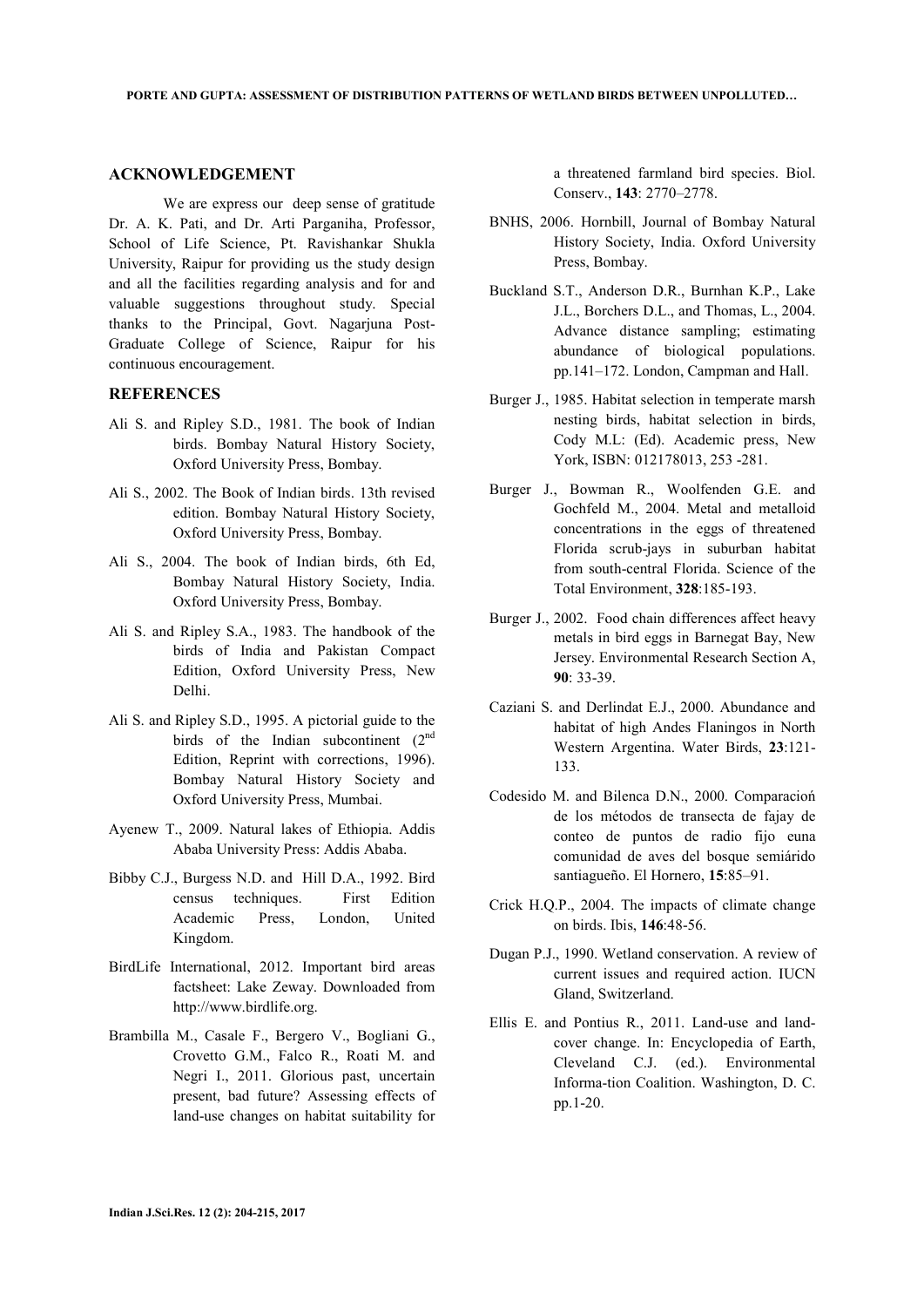## ACKNOWLEDGEMENT

We are express our deep sense of gratitude Dr. A. K. Pati, and Dr. Arti Parganiha, Professor, School of Life Science, Pt. Ravishankar Shukla University, Raipur for providing us the study design and all the facilities regarding analysis and for and valuable suggestions throughout study. Special thanks to the Principal, Govt. Nagarjuna Post-Graduate College of Science, Raipur for his continuous encouragement.

## REFERENCES

Ali S. and Ripley S.D., 1981. The book of Indian birds. Bombay Natural History Society, Oxford University Press, Bombay.

Ali S., 2002. The Book of Indian birds. 13th revised edition. Bombay Natural History Society, Oxford University Press, Bombay.

Ali S., 2004. The book of Indian birds, 6th Ed, Bombay Natural History Society, India. Oxford University Press, Bombay.

Ali S. and Ripley S.A., 1983. The handbook of the birds of India and Pakistan Compact Edition, Oxford University Press, New Delhi.

Ali S. and Ripley S.D., 1995. A pictorial guide to the birds of the Indian subcontinent (2nd Edition, Reprint with corrections, 1996). Bombay Natural History Society and Oxford University Press, Mumbai.

Ayenew T., 2009. Natural lakes of Ethiopia. Addis Ababa University Press: Addis Ababa.

Bibby C.J., Burgess N.D. and Hill D.A., 1992. Bird census techniques. First Edition Academic Press, London, United Kingdom.

BirdLife International, 2012. Important bird areas factsheet: Lake Zeway. Downloaded from http://www.birdlife.org.

Brambilla M., Casale F., Bergero V., Bogliani G., Crovetto G.M., Falco R., Roati M. and Negri I., 2011. Glorious past, uncertain present, bad future? Assessing effects of land-use changes on habitat suitability for a threatened farmland bird species. Biol. Conserv., **143**: 2770–2778.

BNHS, 2006. Hornbill, Journal of Bombay Natural History Society, India. Oxford University Press, Bombay.

Buckland S.T., Anderson D.R., Burnhan K.P., Lake J.L., Borchers D.L., and Thomas, L., 2004. Advance distance sampling; estimating abundance of biological populations. pp.141–172. London, Campman and Hall.

Burger J., 1985. Habitat selection in temperate marsh nesting birds, habitat selection in birds, Cody M.L: (Ed). Academic press, New York, ISBN: 012178013, 253 -281.

Burger J., Bowman R., Woolfenden G.E. and Gochfeld M., 2004. Metal and metalloid concentrations in the eggs of threatened Florida scrub-jays in suburban habitat from south-central Florida. Science of the Total Environment, **328**:185-193.

Burger J., 2002. Food chain differences affect heavy metals in bird eggs in Barnegat Bay, New Jersey. Environmental Research Section A, **90**: 33-39.

Caziani S. and Derlindat E.J., 2000. Abundance and habitat of high Andes Flaningos in North Western Argentina. Water Birds, **23**:121-133.

Codesido M. and Bilenca D.N., 2000. Comparacioń de los métodos de transecta de fajay de conteo de puntos de radio fijo euna comunidad de aves del bosque semiárido santiagueño. El Hornero, **15**:85–91.

Crick H.Q.P., 2004. The impacts of climate change on birds. Ibis, **146**:48-56.

Dugan P.J., 1990. Wetland conservation. A review of current issues and required action. IUCN Gland, Switzerland.

Ellis E. and Pontius R., 2011. Land-use and land-cover change. In: Encyclopedia of Earth, Cleveland C.J. (ed.). Environmental Informa-tion Coalition. Washington, D. C. pp.1-20.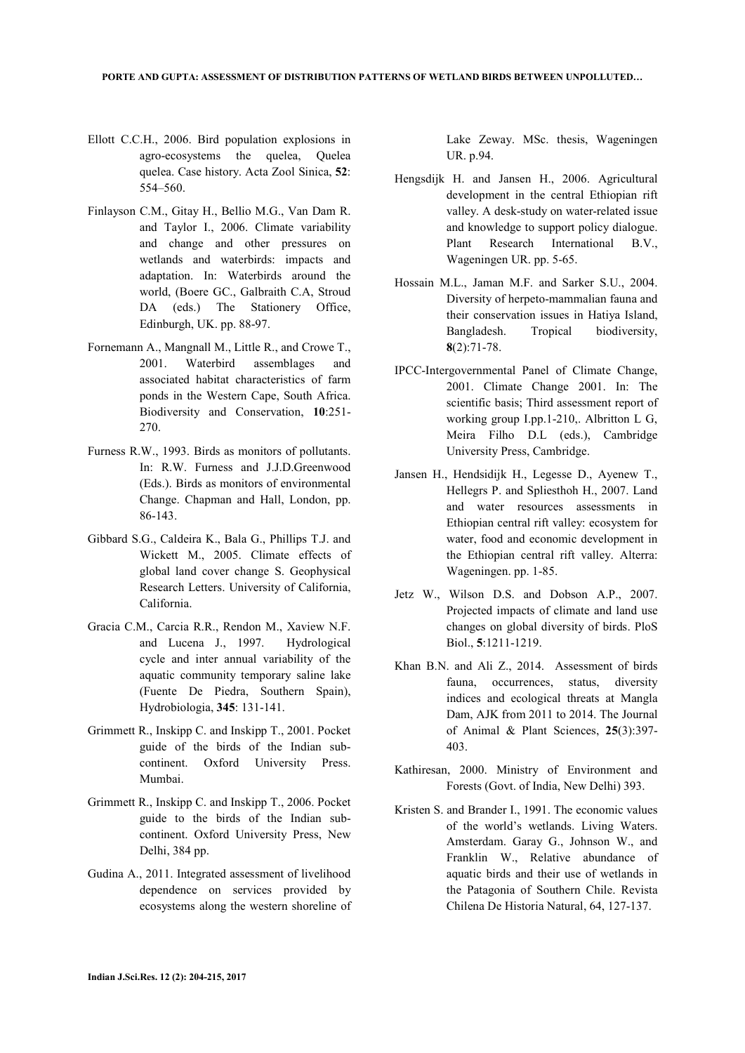Ellott C.C.H., 2006. Bird population explosions in agro-ecosystems the quelea, Quelea quelea. Case history. Acta Zool Sinica, **52**: 554–560.

Finlayson C.M., Gitay H., Bellio M.G., Van Dam R. and Taylor I., 2006. Climate variability and change and other pressures on wetlands and waterbirds: impacts and adaptation. In: Waterbirds around the world, (Boere GC., Galbraith C.A, Stroud DA (eds.) The Stationery Office, Edinburgh, UK. pp. 88-97.

Fornemann A., Mangnall M., Little R., and Crowe T., 2001. Waterbird assemblages and associated habitat characteristics of farm ponds in the Western Cape, South Africa. Biodiversity and Conservation, **10**:251-270.

Furness R.W., 1993. Birds as monitors of pollutants. In: R.W. Furness and J.J.D.Greenwood (Eds.). Birds as monitors of environmental Change. Chapman and Hall, London, pp. 86-143.

Gibbard S.G., Caldeira K., Bala G., Phillips T.J. and Wickett M., 2005. Climate effects of global land cover change S. Geophysical Research Letters. University of California, California.

Gracia C.M., Carcia R.R., Rendon M., Xaview N.F. and Lucena J., 1997. Hydrological cycle and inter annual variability of the aquatic community temporary saline lake (Fuente De Piedra, Southern Spain), Hydrobiologia, **345**: 131-141.

Grimmett R., Inskipp C. and Inskipp T., 2001. Pocket guide of the birds of the Indian sub-continent. Oxford University Press. Mumbai.

Grimmett R., Inskipp C. and Inskipp T., 2006. Pocket guide to the birds of the Indian sub-continent. Oxford University Press, New Delhi, 384 pp.

Gudina A., 2011. Integrated assessment of livelihood dependence on services provided by ecosystems along the western shoreline of Lake Zeway. MSc. thesis, Wageningen UR. p.94.

Hengsdijk H. and Jansen H., 2006. Agricultural development in the central Ethiopian rift valley. A desk-study on water-related issue and knowledge to support policy dialogue. Plant Research International B.V., Wageningen UR. pp. 5-65.

Hossain M.L., Jaman M.F. and Sarker S.U., 2004. Diversity of herpeto-mammalian fauna and their conservation issues in Hatiya Island, Bangladesh. Tropical biodiversity, **8**(2):71-78.

IPCC-Intergovernmental Panel of Climate Change, 2001. Climate Change 2001. In: The scientific basis; Third assessment report of working group I.pp.1-210,. Albritton L G, Meira Filho D.L (eds.), Cambridge University Press, Cambridge.

Jansen H., Hendsidijk H., Legesse D., Ayenew T., Hellegrs P. and Spliesthoh H., 2007. Land and water resources assessments in Ethiopian central rift valley: ecosystem for water, food and economic development in the Ethiopian central rift valley. Alterra: Wageningen. pp. 1-85.

Jetz W., Wilson D.S. and Dobson A.P., 2007. Projected impacts of climate and land use changes on global diversity of birds. PloS Biol., **5**:1211-1219.

Khan B.N. and Ali Z., 2014. Assessment of birds fauna, occurrences, status, diversity indices and ecological threats at Mangla Dam, AJK from 2011 to 2014. The Journal of Animal & Plant Sciences, **25**(3):397-403.

Kathiresan, 2000. Ministry of Environment and Forests (Govt. of India, New Delhi) 393.

Kristen S. and Brander I., 1991. The economic values of the world's wetlands. Living Waters. Amsterdam. Garay G., Johnson W., and Franklin W., Relative abundance of aquatic birds and their use of wetlands in the Patagonia of Southern Chile. Revista Chilena De Historia Natural, 64, 127-137.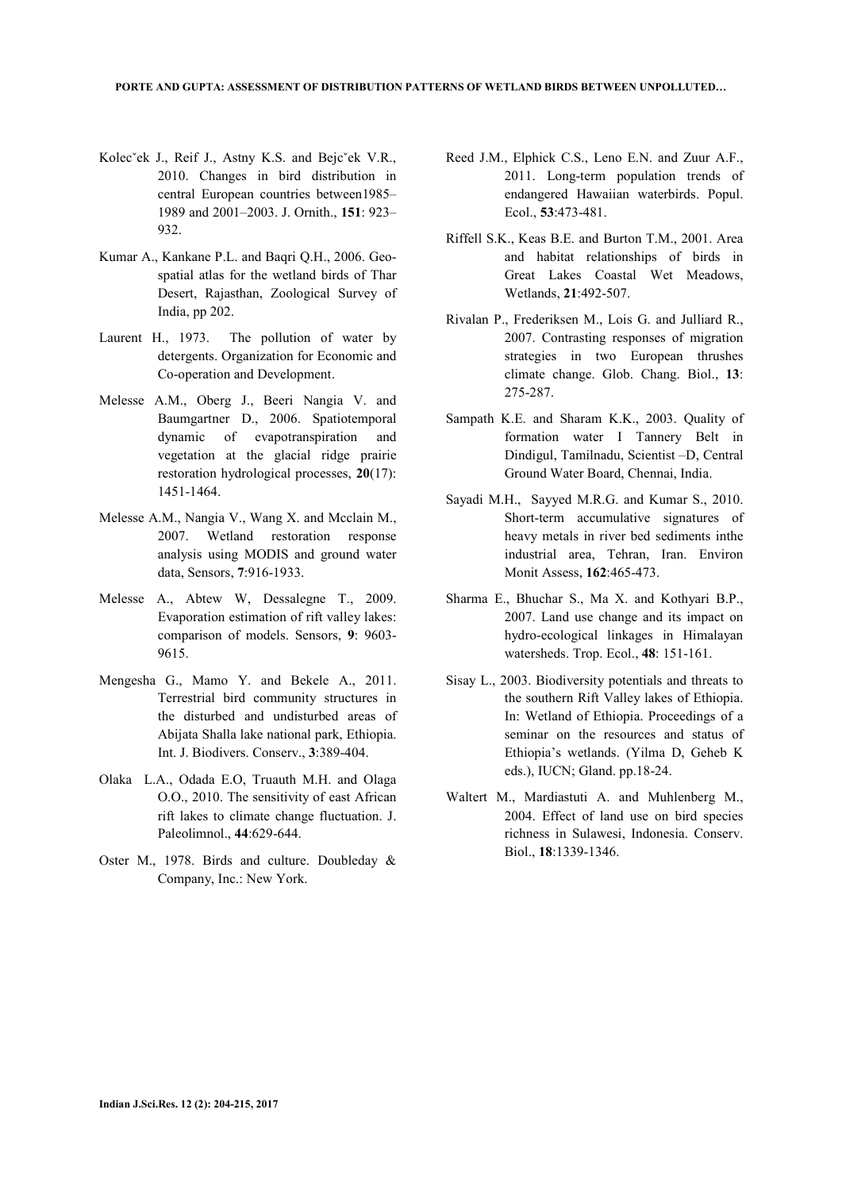Kolecˇek J., Reif J., Astny K.S. and Bejcˇek V.R., 2010. Changes in bird distribution in central European countries between1985–1989 and 2001–2003. J. Ornith., **151**: 923–932.

Kumar A., Kankane P.L. and Baqri Q.H., 2006. Geo-spatial atlas for the wetland birds of Thar Desert, Rajasthan, Zoological Survey of India, pp 202.

Laurent H., 1973. The pollution of water by detergents. Organization for Economic and Co-operation and Development.

Melesse A.M., Oberg J., Beeri Nangia V. and Baumgartner D., 2006. Spatiotemporal dynamic of evapotranspiration and vegetation at the glacial ridge prairie restoration hydrological processes, **20**(17): 1451-1464.

Melesse A.M., Nangia V., Wang X. and Mcclain M., 2007. Wetland restoration response analysis using MODIS and ground water data, Sensors, **7**:916-1933.

Melesse A., Abtew W, Dessalegne T., 2009. Evaporation estimation of rift valley lakes: comparison of models. Sensors, **9**: 9603-9615.

Mengesha G., Mamo Y. and Bekele A., 2011. Terrestrial bird community structures in the disturbed and undisturbed areas of Abijata Shalla lake national park, Ethiopia. Int. J. Biodivers. Conserv., **3**:389-404.

Olaka L.A., Odada E.O, Truauth M.H. and Olaga O.O., 2010. The sensitivity of east African rift lakes to climate change fluctuation. J. Paleolimnol., **44**:629-644.

Oster M., 1978. Birds and culture. Doubleday & Company, Inc.: New York.

Reed J.M., Elphick C.S., Leno E.N. and Zuur A.F., 2011. Long-term population trends of endangered Hawaiian waterbirds. Popul. Ecol., **53**:473-481.

Riffell S.K., Keas B.E. and Burton T.M., 2001. Area and habitat relationships of birds in Great Lakes Coastal Wet Meadows, Wetlands, **21**:492-507.

Rivalan P., Frederiksen M., Lois G. and Julliard R., 2007. Contrasting responses of migration strategies in two European thrushes climate change. Glob. Chang. Biol., **13**: 275-287.

Sampath K.E. and Sharam K.K., 2003. Quality of formation water I Tannery Belt in Dindigul, Tamilnadu, Scientist –D, Central Ground Water Board, Chennai, India.

Sayadi M.H., Sayyed M.R.G. and Kumar S., 2010. Short-term accumulative signatures of heavy metals in river bed sediments inthe industrial area, Tehran, Iran. Environ Monit Assess, **162**:465-473.

Sharma E., Bhuchar S., Ma X. and Kothyari B.P., 2007. Land use change and its impact on hydro-ecological linkages in Himalayan watersheds. Trop. Ecol., **48**: 151-161.

Sisay L., 2003. Biodiversity potentials and threats to the southern Rift Valley lakes of Ethiopia. In: Wetland of Ethiopia. Proceedings of a seminar on the resources and status of Ethiopia's wetlands. (Yilma D, Geheb K eds.), IUCN; Gland. pp.18-24.

Waltert M., Mardiastuti A. and Muhlenberg M., 2004. Effect of land use on bird species richness in Sulawesi, Indonesia. Conserv. Biol., **18**:1339-1346.